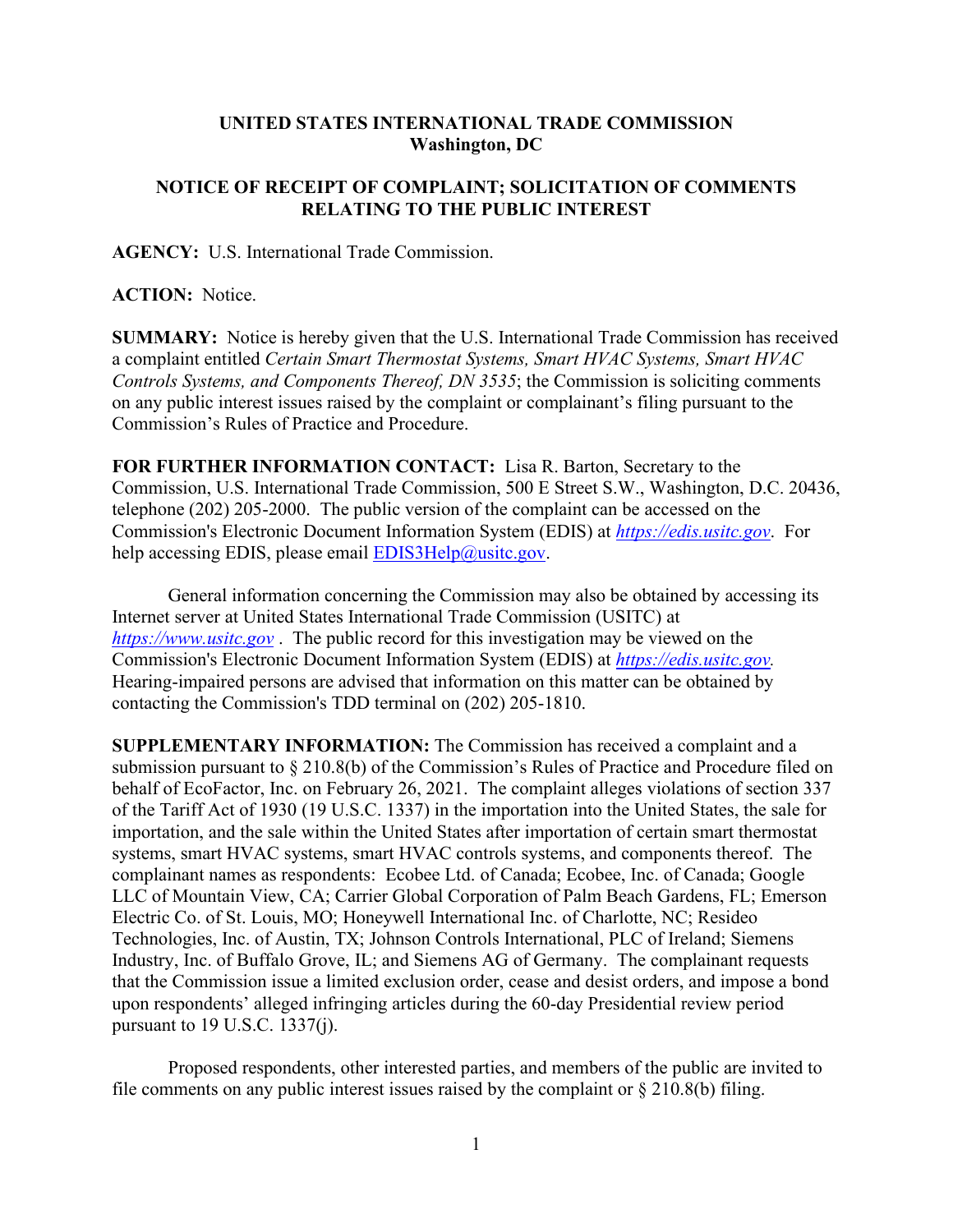**UNITED STATES INTERNATIONAL TRADE COMMISSION**
**Washington, DC**

**NOTICE OF RECEIPT OF COMPLAINT; SOLICITATION OF COMMENTS RELATING TO THE PUBLIC INTEREST**

**AGENCY:** U.S. International Trade Commission.

**ACTION:** Notice.

**SUMMARY:** Notice is hereby given that the U.S. International Trade Commission has received a complaint entitled *Certain Smart Thermostat Systems, Smart HVAC Systems, Smart HVAC Controls Systems, and Components Thereof, DN 3535*; the Commission is soliciting comments on any public interest issues raised by the complaint or complainant's filing pursuant to the Commission's Rules of Practice and Procedure.

**FOR FURTHER INFORMATION CONTACT:** Lisa R. Barton, Secretary to the Commission, U.S. International Trade Commission, 500 E Street S.W., Washington, D.C. 20436, telephone (202) 205-2000. The public version of the complaint can be accessed on the Commission's Electronic Document Information System (EDIS) at *https://edis.usitc.gov*. For help accessing EDIS, please email EDIS3Help@usitc.gov.

General information concerning the Commission may also be obtained by accessing its Internet server at United States International Trade Commission (USITC) at *https://www.usitc.gov* . The public record for this investigation may be viewed on the Commission's Electronic Document Information System (EDIS) at *https://edis.usitc.gov.* Hearing-impaired persons are advised that information on this matter can be obtained by contacting the Commission's TDD terminal on (202) 205-1810.

**SUPPLEMENTARY INFORMATION:** The Commission has received a complaint and a submission pursuant to § 210.8(b) of the Commission's Rules of Practice and Procedure filed on behalf of EcoFactor, Inc. on February 26, 2021. The complaint alleges violations of section 337 of the Tariff Act of 1930 (19 U.S.C. 1337) in the importation into the United States, the sale for importation, and the sale within the United States after importation of certain smart thermostat systems, smart HVAC systems, smart HVAC controls systems, and components thereof. The complainant names as respondents: Ecobee Ltd. of Canada; Ecobee, Inc. of Canada; Google LLC of Mountain View, CA; Carrier Global Corporation of Palm Beach Gardens, FL; Emerson Electric Co. of St. Louis, MO; Honeywell International Inc. of Charlotte, NC; Resideo Technologies, Inc. of Austin, TX; Johnson Controls International, PLC of Ireland; Siemens Industry, Inc. of Buffalo Grove, IL; and Siemens AG of Germany. The complainant requests that the Commission issue a limited exclusion order, cease and desist orders, and impose a bond upon respondents' alleged infringing articles during the 60-day Presidential review period pursuant to 19 U.S.C. 1337(j).

Proposed respondents, other interested parties, and members of the public are invited to file comments on any public interest issues raised by the complaint or § 210.8(b) filing.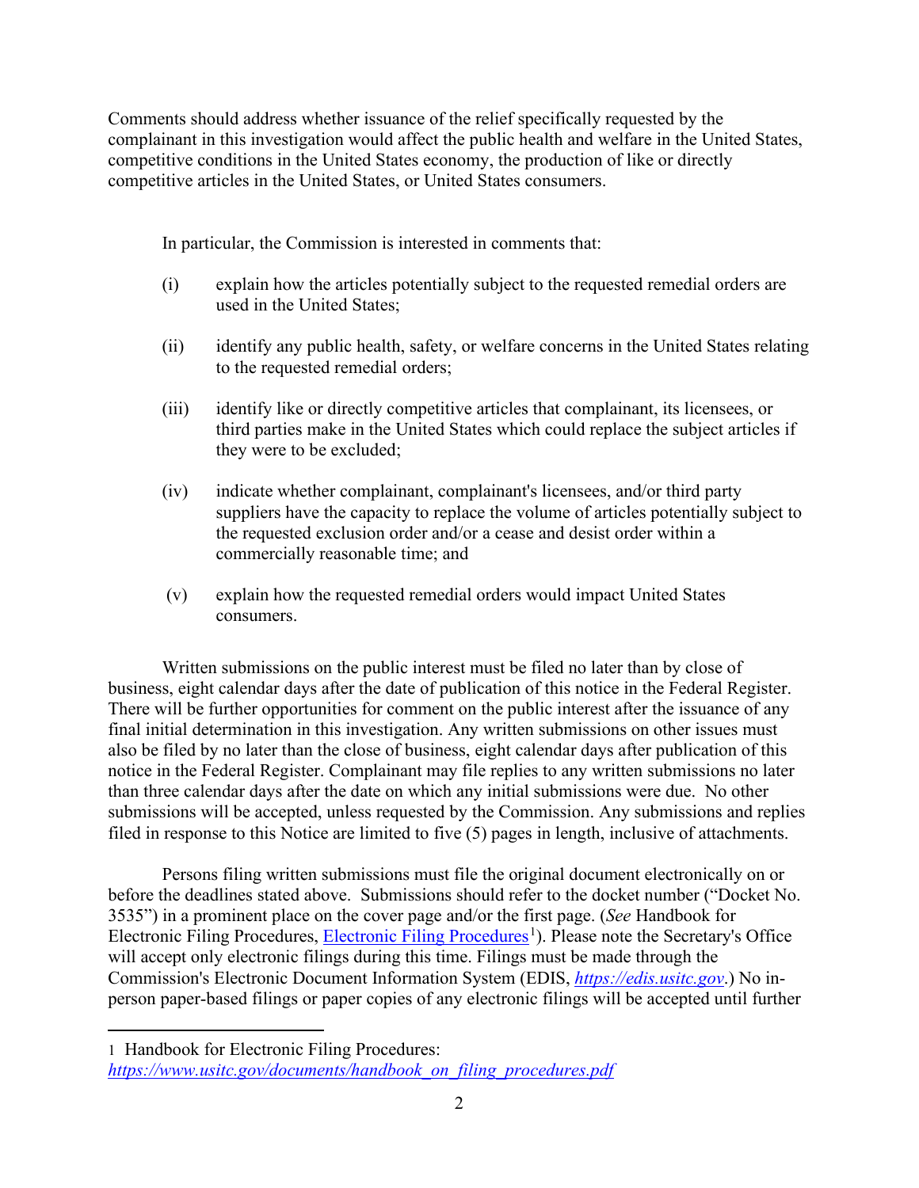Comments should address whether issuance of the relief specifically requested by the complainant in this investigation would affect the public health and welfare in the United States, competitive conditions in the United States economy, the production of like or directly competitive articles in the United States, or United States consumers.

In particular, the Commission is interested in comments that:

(i) explain how the articles potentially subject to the requested remedial orders are used in the United States;

(ii) identify any public health, safety, or welfare concerns in the United States relating to the requested remedial orders;

(iii) identify like or directly competitive articles that complainant, its licensees, or third parties make in the United States which could replace the subject articles if they were to be excluded;

(iv) indicate whether complainant, complainant's licensees, and/or third party suppliers have the capacity to replace the volume of articles potentially subject to the requested exclusion order and/or a cease and desist order within a commercially reasonable time; and

(v) explain how the requested remedial orders would impact United States consumers.

Written submissions on the public interest must be filed no later than by close of business, eight calendar days after the date of publication of this notice in the Federal Register. There will be further opportunities for comment on the public interest after the issuance of any final initial determination in this investigation. Any written submissions on other issues must also be filed by no later than the close of business, eight calendar days after publication of this notice in the Federal Register. Complainant may file replies to any written submissions no later than three calendar days after the date on which any initial submissions were due. No other submissions will be accepted, unless requested by the Commission. Any submissions and replies filed in response to this Notice are limited to five (5) pages in length, inclusive of attachments.

Persons filing written submissions must file the original document electronically on or before the deadlines stated above. Submissions should refer to the docket number ("Docket No. 3535") in a prominent place on the cover page and/or the first page. (*See* Handbook for Electronic Filing Procedures, [Electronic Filing Procedures][1]). Please note the Secretary's Office will accept only electronic filings during this time. Filings must be made through the Commission's Electronic Document Information System (EDIS, *https://edis.usitc.gov*.) No in-person paper-based filings or paper copies of any electronic filings will be accepted until further

[1] Handbook for Electronic Filing Procedures: *https://www.usitc.gov/documents/handbook_on_filing_procedures.pdf*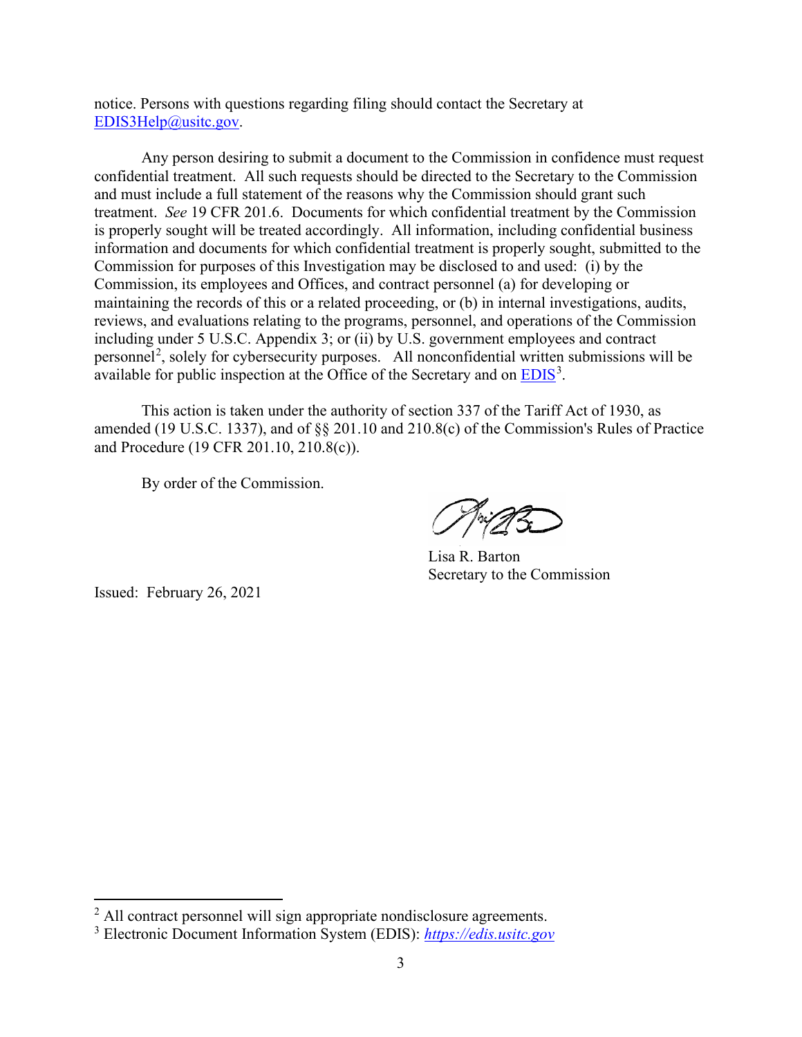notice. Persons with questions regarding filing should contact the Secretary at EDIS3Help@usitc.gov.

Any person desiring to submit a document to the Commission in confidence must request confidential treatment. All such requests should be directed to the Secretary to the Commission and must include a full statement of the reasons why the Commission should grant such treatment. *See* 19 CFR 201.6. Documents for which confidential treatment by the Commission is properly sought will be treated accordingly. All information, including confidential business information and documents for which confidential treatment is properly sought, submitted to the Commission for purposes of this Investigation may be disclosed to and used: (i) by the Commission, its employees and Offices, and contract personnel (a) for developing or maintaining the records of this or a related proceeding, or (b) in internal investigations, audits, reviews, and evaluations relating to the programs, personnel, and operations of the Commission including under 5 U.S.C. Appendix 3; or (ii) by U.S. government employees and contract personnel[2], solely for cybersecurity purposes. All nonconfidential written submissions will be available for public inspection at the Office of the Secretary and on EDIS[3].

This action is taken under the authority of section 337 of the Tariff Act of 1930, as amended (19 U.S.C. 1337), and of §§ 201.10 and 210.8(c) of the Commission's Rules of Practice and Procedure (19 CFR 201.10, 210.8(c)).

By order of the Commission.

Lisa R. Barton
Secretary to the Commission

Issued: February 26, 2021

---

[2] All contract personnel will sign appropriate nondisclosure agreements.

[3] Electronic Document Information System (EDIS): *https://edis.usitc.gov*